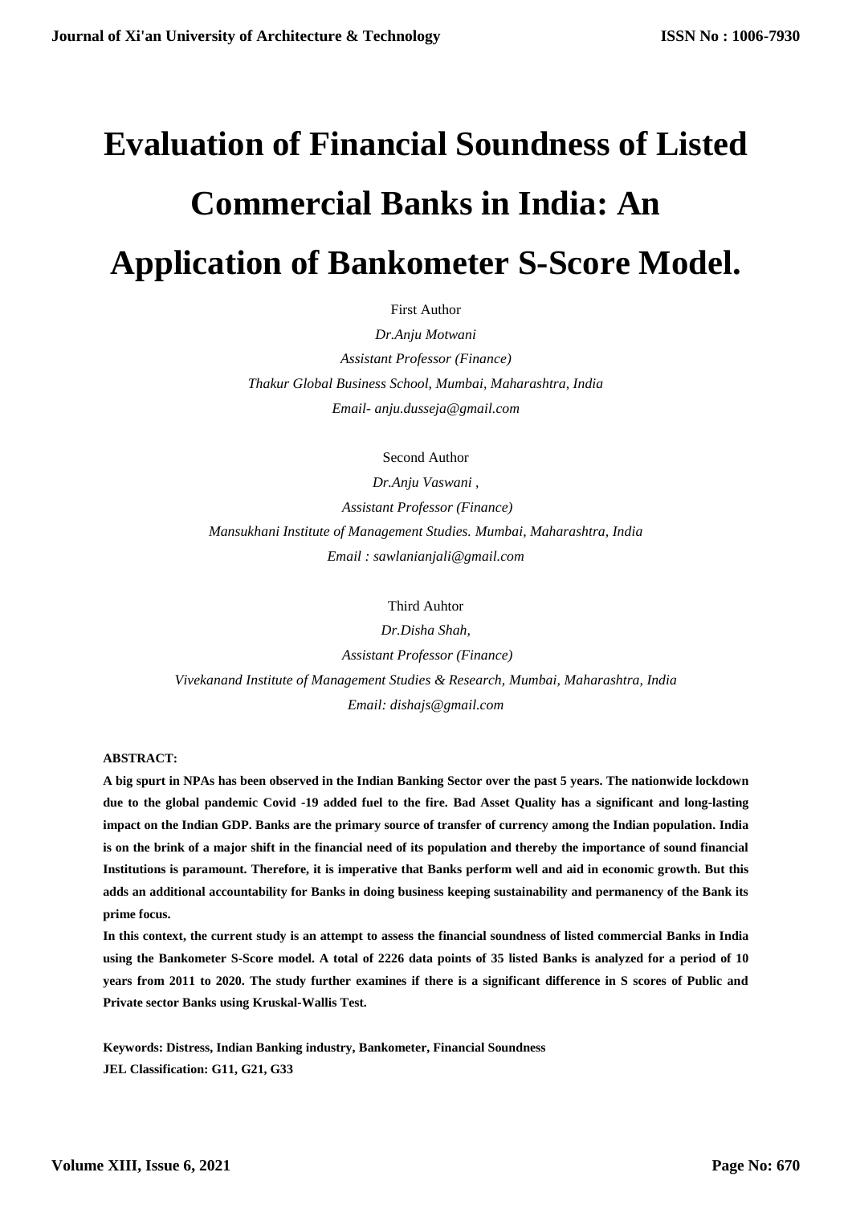# Evaluation of Financial Soundness of Listed Commercial Banks in India: An Application of Bankometer S-Score Model.

First Author

*Dr.Anju Motwani*

*Assistant Professor (Finance)*

*Thakur Global Business School, Mumbai, Maharashtra, India*

*Email- anju.dusseja@gmail.com*

Second Author

*Dr.Anju Vaswani ,*

*Assistant Professor (Finance)*

*Mansukhani Institute of Management Studies. Mumbai, Maharashtra, India*

*Email : sawlanianjali@gmail.com*

Third Auhtor

*Dr.Disha Shah,*

*Assistant Professor (Finance)*

*Vivekanand Institute of Management Studies & Research, Mumbai, Maharashtra, India*

*Email: dishajs@gmail.com*

**ABSTRACT:**

**A big spurt in NPAs has been observed in the Indian Banking Sector over the past 5 years. The nationwide lockdown due to the global pandemic Covid -19 added fuel to the fire. Bad Asset Quality has a significant and long-lasting impact on the Indian GDP. Banks are the primary source of transfer of currency among the Indian population. India is on the brink of a major shift in the financial need of its population and thereby the importance of sound financial Institutions is paramount. Therefore, it is imperative that Banks perform well and aid in economic growth. But this adds an additional accountability for Banks in doing business keeping sustainability and permanency of the Bank its prime focus.**

**In this context, the current study is an attempt to assess the financial soundness of listed commercial Banks in India using the Bankometer S-Score model. A total of 2226 data points of 35 listed Banks is analyzed for a period of 10 years from 2011 to 2020. The study further examines if there is a significant difference in S scores of Public and Private sector Banks using Kruskal-Wallis Test.**

**Keywords: Distress, Indian Banking industry, Bankometer, Financial Soundness**

**JEL Classification: G11, G21, G33**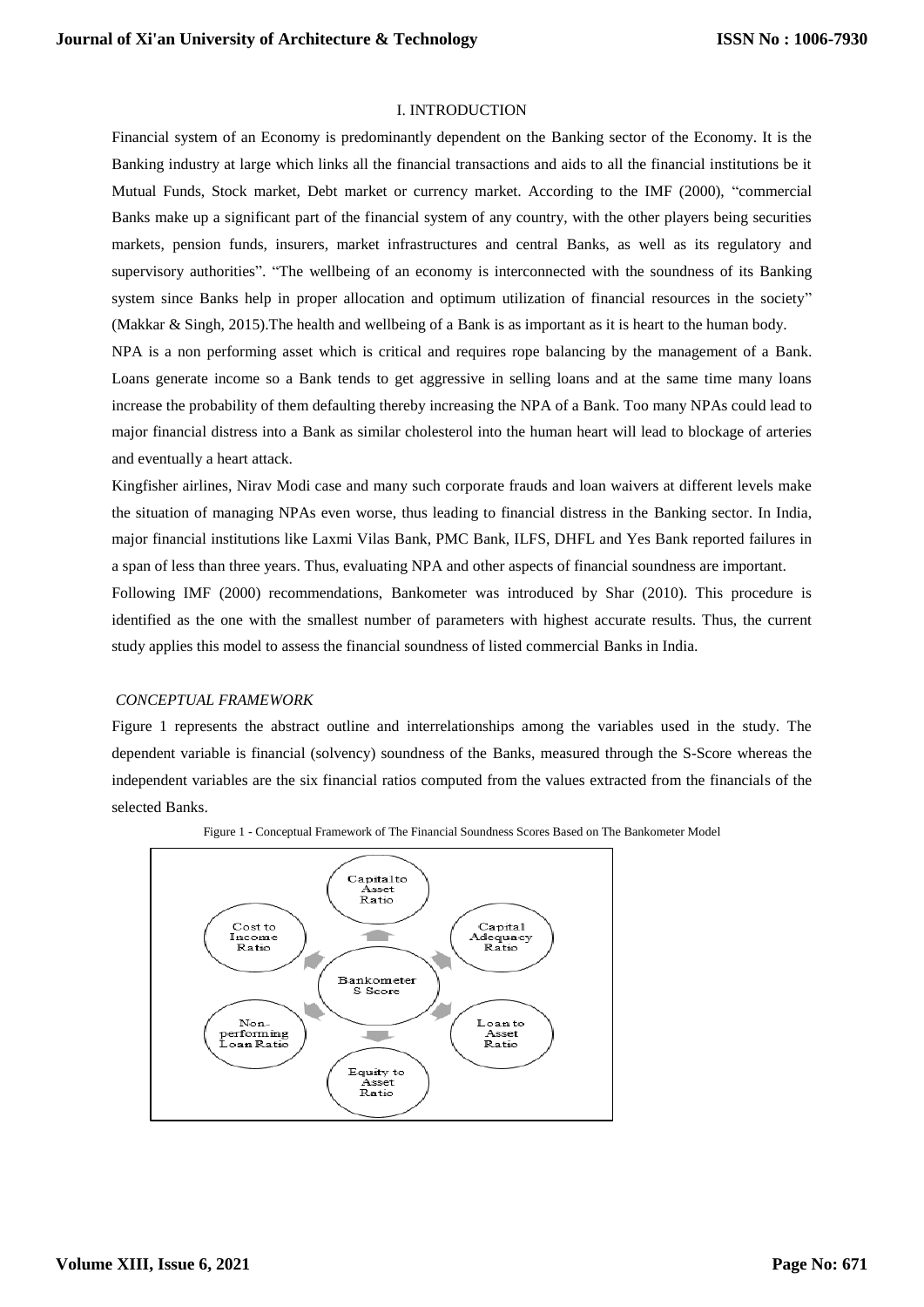# I. INTRODUCTION

Financial system of an Economy is predominantly dependent on the Banking sector of the Economy. It is the Banking industry at large which links all the financial transactions and aids to all the financial institutions be it Mutual Funds, Stock market, Debt market or currency market. According to the IMF (2000), "commercial Banks make up a significant part of the financial system of any country, with the other players being securities markets, pension funds, insurers, market infrastructures and central Banks, as well as its regulatory and supervisory authorities". "The wellbeing of an economy is interconnected with the soundness of its Banking system since Banks help in proper allocation and optimum utilization of financial resources in the society" (Makkar & Singh, 2015).The health and wellbeing of a Bank is as important as it is heart to the human body.

NPA is a non performing asset which is critical and requires rope balancing by the management of a Bank. Loans generate income so a Bank tends to get aggressive in selling loans and at the same time many loans increase the probability of them defaulting thereby increasing the NPA of a Bank. Too many NPAs could lead to major financial distress into a Bank as similar cholesterol into the human heart will lead to blockage of arteries and eventually a heart attack.

Kingfisher airlines, Nirav Modi case and many such corporate frauds and loan waivers at different levels make the situation of managing NPAs even worse, thus leading to financial distress in the Banking sector. In India, major financial institutions like Laxmi Vilas Bank, PMC Bank, ILFS, DHFL and Yes Bank reported failures in a span of less than three years. Thus, evaluating NPA and other aspects of financial soundness are important.

Following IMF (2000) recommendations, Bankometer was introduced by Shar (2010). This procedure is identified as the one with the smallest number of parameters with highest accurate results. Thus, the current study applies this model to assess the financial soundness of listed commercial Banks in India.

### *CONCEPTUAL FRAMEWORK*

Figure 1 represents the abstract outline and interrelationships among the variables used in the study. The dependent variable is financial (solvency) soundness of the Banks, measured through the S-Score whereas the independent variables are the six financial ratios computed from the values extracted from the financials of the selected Banks.

Figure 1 - Conceptual Framework of The Financial Soundness Scores Based on The Bankometer Model

Capital to Asset Ratio

Cost to Income Ratio

Capital Adequacy Ratio

Bankometer S Score

Non-performing Loan Ratio

Loan to Asset Ratio

Equity to Asset Ratio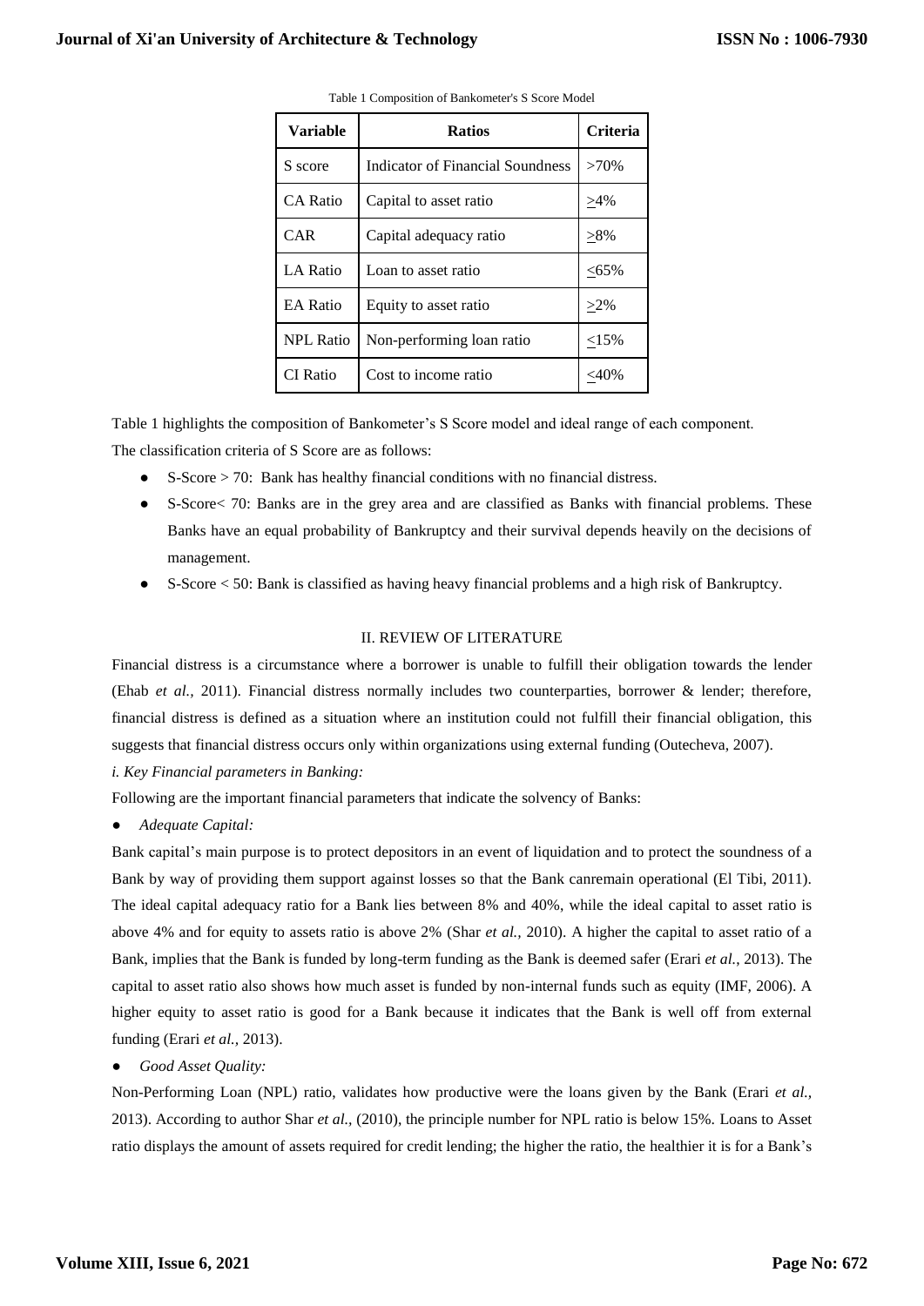Table 1 Composition of Bankometer's S Score Model

| Variable | Ratios | Criteria |
|---|---|---|
| S score | Indicator of Financial Soundness | >70% |
| CA Ratio | Capital to asset ratio | ≥4% |
| CAR | Capital adequacy ratio | ≥8% |
| LA Ratio | Loan to asset ratio | ≤65% |
| EA Ratio | Equity to asset ratio | ≥2% |
| NPL Ratio | Non-performing loan ratio | ≤15% |
| CI Ratio | Cost to income ratio | ≤40% |

Table 1 highlights the composition of Bankometer's S Score model and ideal range of each component.

The classification criteria of S Score are as follows:

- S-Score > 70: Bank has healthy financial conditions with no financial distress.
- S-Score< 70: Banks are in the grey area and are classified as Banks with financial problems. These Banks have an equal probability of Bankruptcy and their survival depends heavily on the decisions of management.
- S-Score < 50: Bank is classified as having heavy financial problems and a high risk of Bankruptcy.

## II. REVIEW OF LITERATURE

Financial distress is a circumstance where a borrower is unable to fulfill their obligation towards the lender (Ehab *et al.*, 2011). Financial distress normally includes two counterparties, borrower & lender; therefore, financial distress is defined as a situation where an institution could not fulfill their financial obligation, this suggests that financial distress occurs only within organizations using external funding (Outecheva, 2007).

*i. Key Financial parameters in Banking:*

Following are the important financial parameters that indicate the solvency of Banks:

- *Adequate Capital:*

Bank capital's main purpose is to protect depositors in an event of liquidation and to protect the soundness of a Bank by way of providing them support against losses so that the Bank canremain operational (El Tibi, 2011). The ideal capital adequacy ratio for a Bank lies between 8% and 40%, while the ideal capital to asset ratio is above 4% and for equity to assets ratio is above 2% (Shar *et al.,* 2010). A higher the capital to asset ratio of a Bank, implies that the Bank is funded by long-term funding as the Bank is deemed safer (Erari *et al.*, 2013). The capital to asset ratio also shows how much asset is funded by non-internal funds such as equity (IMF, 2006). A higher equity to asset ratio is good for a Bank because it indicates that the Bank is well off from external funding (Erari *et al.,* 2013).

- *Good Asset Quality:*

Non-Performing Loan (NPL) ratio, validates how productive were the loans given by the Bank (Erari *et al.,* 2013). According to author Shar *et al.,* (2010), the principle number for NPL ratio is below 15%. Loans to Asset ratio displays the amount of assets required for credit lending; the higher the ratio, the healthier it is for a Bank's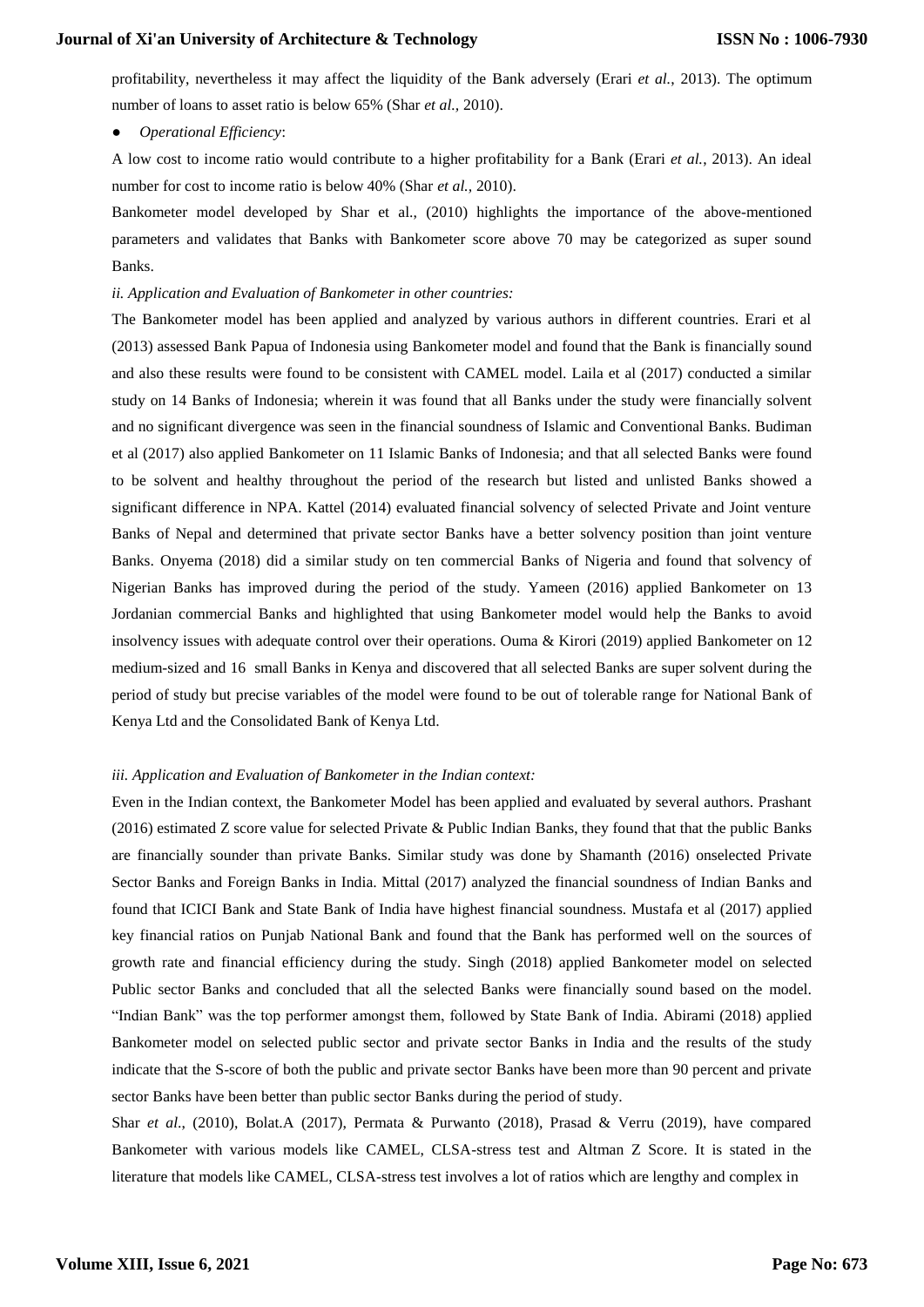profitability, nevertheless it may affect the liquidity of the Bank adversely (Erari *et al.,* 2013). The optimum number of loans to asset ratio is below 65% (Shar *et al.,* 2010).

- *Operational Efficiency*:

A low cost to income ratio would contribute to a higher profitability for a Bank (Erari *et al.,* 2013). An ideal number for cost to income ratio is below 40% (Shar *et al.,* 2010).

Bankometer model developed by Shar et al., (2010) highlights the importance of the above-mentioned parameters and validates that Banks with Bankometer score above 70 may be categorized as super sound Banks.

*ii. Application and Evaluation of Bankometer in other countries:*

The Bankometer model has been applied and analyzed by various authors in different countries. Erari et al (2013) assessed Bank Papua of Indonesia using Bankometer model and found that the Bank is financially sound and also these results were found to be consistent with CAMEL model. Laila et al (2017) conducted a similar study on 14 Banks of Indonesia; wherein it was found that all Banks under the study were financially solvent and no significant divergence was seen in the financial soundness of Islamic and Conventional Banks. Budiman et al (2017) also applied Bankometer on 11 Islamic Banks of Indonesia; and that all selected Banks were found to be solvent and healthy throughout the period of the research but listed and unlisted Banks showed a significant difference in NPA. Kattel (2014) evaluated financial solvency of selected Private and Joint venture Banks of Nepal and determined that private sector Banks have a better solvency position than joint venture Banks. Onyema (2018) did a similar study on ten commercial Banks of Nigeria and found that solvency of Nigerian Banks has improved during the period of the study. Yameen (2016) applied Bankometer on 13 Jordanian commercial Banks and highlighted that using Bankometer model would help the Banks to avoid insolvency issues with adequate control over their operations. Ouma & Kirori (2019) applied Bankometer on 12 medium-sized and 16 small Banks in Kenya and discovered that all selected Banks are super solvent during the period of study but precise variables of the model were found to be out of tolerable range for National Bank of Kenya Ltd and the Consolidated Bank of Kenya Ltd.

*iii. Application and Evaluation of Bankometer in the Indian context:*

Even in the Indian context, the Bankometer Model has been applied and evaluated by several authors. Prashant (2016) estimated Z score value for selected Private & Public Indian Banks, they found that that the public Banks are financially sounder than private Banks. Similar study was done by Shamanth (2016) onselected Private Sector Banks and Foreign Banks in India. Mittal (2017) analyzed the financial soundness of Indian Banks and found that ICICI Bank and State Bank of India have highest financial soundness. Mustafa et al (2017) applied key financial ratios on Punjab National Bank and found that the Bank has performed well on the sources of growth rate and financial efficiency during the study. Singh (2018) applied Bankometer model on selected Public sector Banks and concluded that all the selected Banks were financially sound based on the model. "Indian Bank" was the top performer amongst them, followed by State Bank of India. Abirami (2018) applied Bankometer model on selected public sector and private sector Banks in India and the results of the study indicate that the S-score of both the public and private sector Banks have been more than 90 percent and private sector Banks have been better than public sector Banks during the period of study.

Shar *et al*., (2010), Bolat.A (2017), Permata & Purwanto (2018), Prasad & Verru (2019), have compared Bankometer with various models like CAMEL, CLSA-stress test and Altman Z Score. It is stated in the literature that models like CAMEL, CLSA-stress test involves a lot of ratios which are lengthy and complex in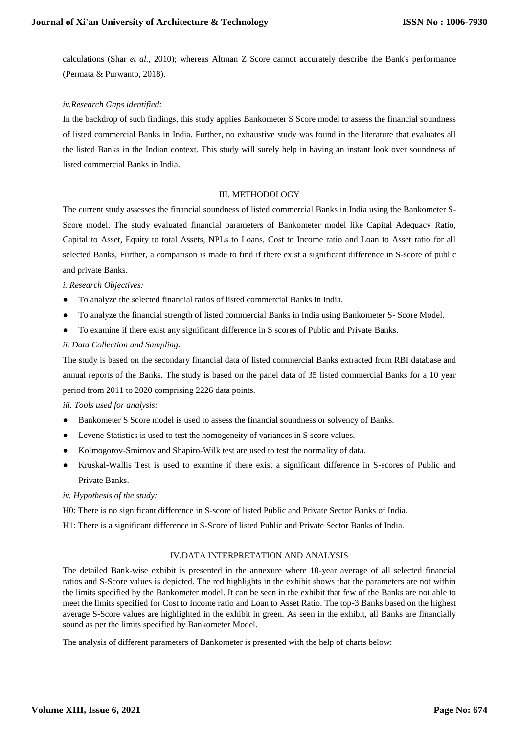calculations (Shar *et al.*, 2010); whereas Altman Z Score cannot accurately describe the Bank's performance (Permata & Purwanto, 2018).

*iv.Research Gaps identified:*

In the backdrop of such findings, this study applies Bankometer S Score model to assess the financial soundness of listed commercial Banks in India. Further, no exhaustive study was found in the literature that evaluates all the listed Banks in the Indian context. This study will surely help in having an instant look over soundness of listed commercial Banks in India.

## III. METHODOLOGY

The current study assesses the financial soundness of listed commercial Banks in India using the Bankometer S-Score model. The study evaluated financial parameters of Bankometer model like Capital Adequacy Ratio, Capital to Asset, Equity to total Assets, NPLs to Loans, Cost to Income ratio and Loan to Asset ratio for all selected Banks, Further, a comparison is made to find if there exist a significant difference in S-score of public and private Banks.

*i. Research Objectives:*

- To analyze the selected financial ratios of listed commercial Banks in India.
- To analyze the financial strength of listed commercial Banks in India using Bankometer S- Score Model.
- To examine if there exist any significant difference in S scores of Public and Private Banks.

*ii. Data Collection and Sampling:*

The study is based on the secondary financial data of listed commercial Banks extracted from RBI database and annual reports of the Banks. The study is based on the panel data of 35 listed commercial Banks for a 10 year period from 2011 to 2020 comprising 2226 data points.

*iii. Tools used for analysis:*

- Bankometer S Score model is used to assess the financial soundness or solvency of Banks.
- Levene Statistics is used to test the homogeneity of variances in S score values.
- Kolmogorov-Smirnov and Shapiro-Wilk test are used to test the normality of data.
- Kruskal-Wallis Test is used to examine if there exist a significant difference in S-scores of Public and Private Banks.

*iv. Hypothesis of the study:*

H0: There is no significant difference in S-score of listed Public and Private Sector Banks of India.

H1: There is a significant difference in S-Score of listed Public and Private Sector Banks of India.

## IV.DATA INTERPRETATION AND ANALYSIS

The detailed Bank-wise exhibit is presented in the annexure where 10-year average of all selected financial ratios and S-Score values is depicted. The red highlights in the exhibit shows that the parameters are not within the limits specified by the Bankometer model. It can be seen in the exhibit that few of the Banks are not able to meet the limits specified for Cost to Income ratio and Loan to Asset Ratio. The top-3 Banks based on the highest average S-Score values are highlighted in the exhibit in green. As seen in the exhibit, all Banks are financially sound as per the limits specified by Bankometer Model.

The analysis of different parameters of Bankometer is presented with the help of charts below: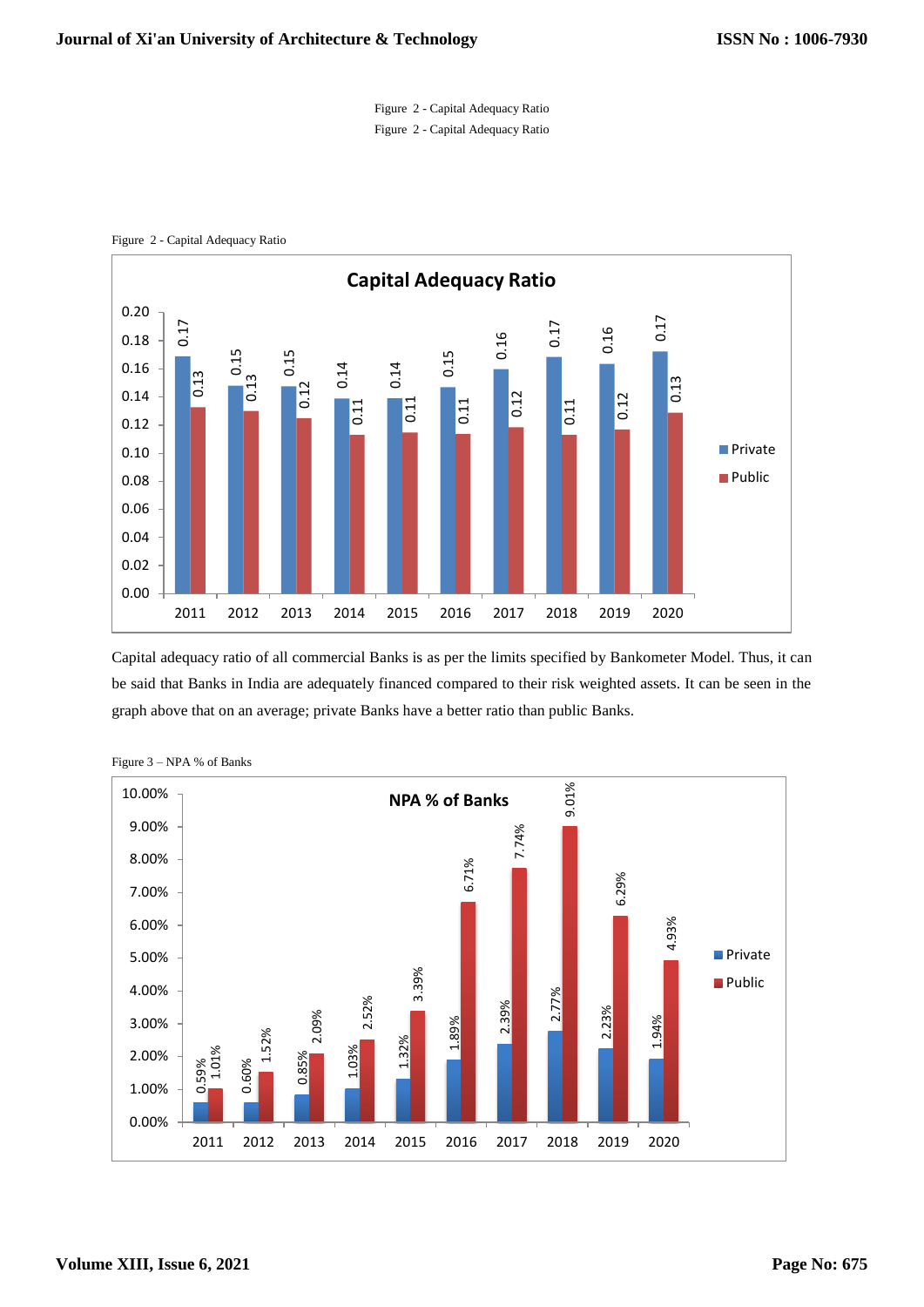Figure 2 - Capital Adequacy Ratio

Figure 2 - Capital Adequacy Ratio

Figure 2 - Capital Adequacy Ratio

**Capital Adequacy Ratio**

| Year | Private | Public |
|---|---|---|
| 2011 | 0.17 | 0.13 |
| 2012 | 0.15 | 0.13 |
| 2013 | 0.15 | 0.12 |
| 2014 | 0.14 | 0.11 |
| 2015 | 0.14 | 0.11 |
| 2016 | 0.15 | 0.11 |
| 2017 | 0.16 | 0.12 |
| 2018 | 0.17 | 0.11 |
| 2019 | 0.16 | 0.12 |
| 2020 | 0.17 | 0.13 |

Capital adequacy ratio of all commercial Banks is as per the limits specified by Bankometer Model. Thus, it can be said that Banks in India are adequately financed compared to their risk weighted assets. It can be seen in the graph above that on an average; private Banks have a better ratio than public Banks.

Figure 3 – NPA % of Banks

**NPA % of Banks**

| Year | Private | Public |
|---|---|---|
| 2011 | 0.59% | 1.01% |
| 2012 | 0.60% | 1.52% |
| 2013 | 0.85% | 2.09% |
| 2014 | 1.03% | 2.52% |
| 2015 | 1.32% | 3.39% |
| 2016 | 1.89% | 6.71% |
| 2017 | 2.39% | 7.74% |
| 2018 | 2.77% | 9.01% |
| 2019 | 2.23% | 6.29% |
| 2020 | 1.94% | 4.93% |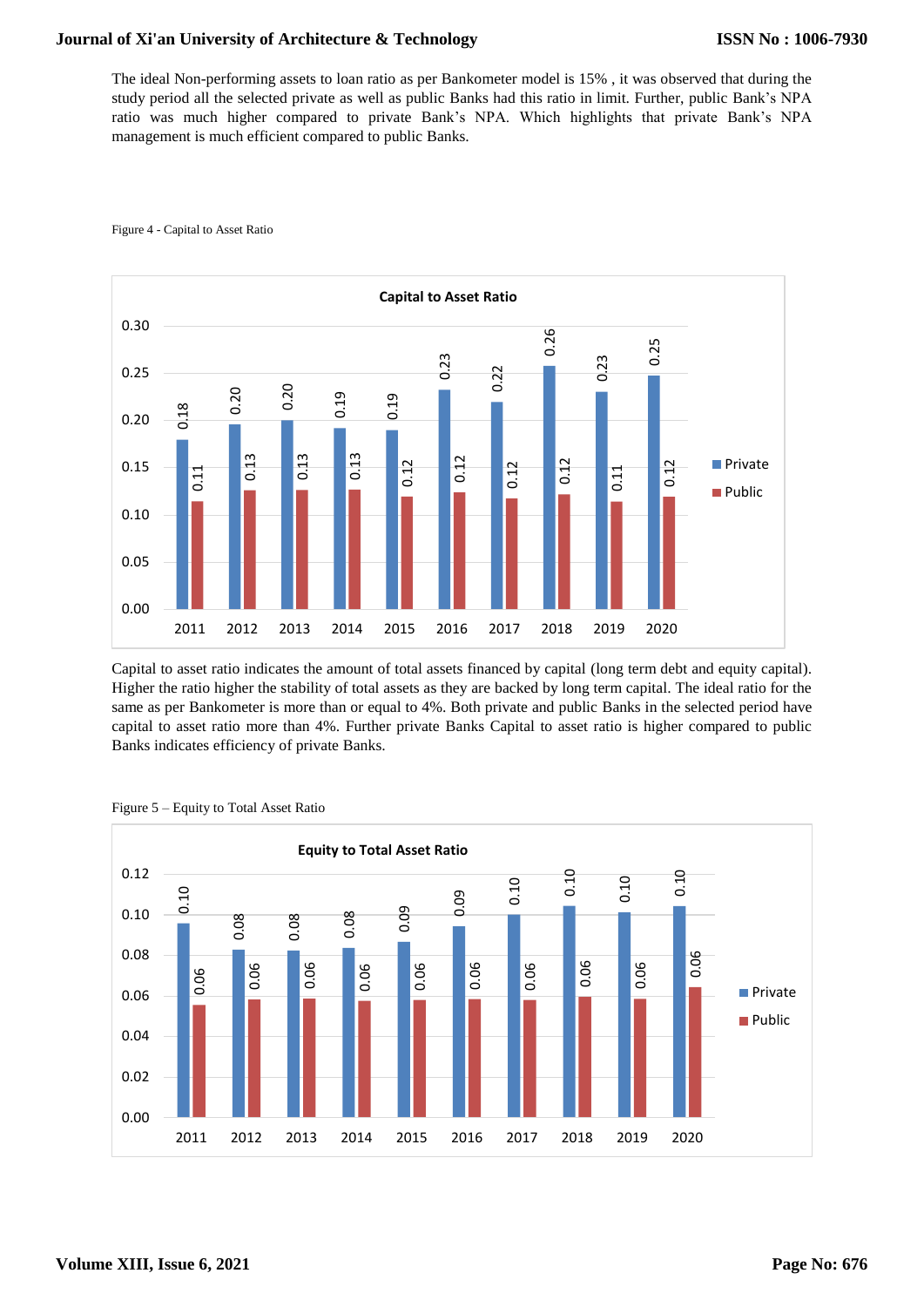The ideal Non-performing assets to loan ratio as per Bankometer model is 15% , it was observed that during the study period all the selected private as well as public Banks had this ratio in limit. Further, public Bank's NPA ratio was much higher compared to private Bank's NPA. Which highlights that private Bank's NPA management is much efficient compared to public Banks.

Figure 4 - Capital to Asset Ratio

**Capital to Asset Ratio**

| Year | Private | Public |
|---|---|---|
| 2011 | 0.18 | 0.11 |
| 2012 | 0.20 | 0.13 |
| 2013 | 0.20 | 0.13 |
| 2014 | 0.19 | 0.13 |
| 2015 | 0.19 | 0.12 |
| 2016 | 0.23 | 0.12 |
| 2017 | 0.22 | 0.12 |
| 2018 | 0.26 | 0.12 |
| 2019 | 0.23 | 0.11 |
| 2020 | 0.25 | 0.12 |

Capital to asset ratio indicates the amount of total assets financed by capital (long term debt and equity capital). Higher the ratio higher the stability of total assets as they are backed by long term capital. The ideal ratio for the same as per Bankometer is more than or equal to 4%. Both private and public Banks in the selected period have capital to asset ratio more than 4%. Further private Banks Capital to asset ratio is higher compared to public Banks indicates efficiency of private Banks.

Figure 5 – Equity to Total Asset Ratio

**Equity to Total Asset Ratio**

| Year | Private | Public |
|---|---|---|
| 2011 | 0.10 | 0.06 |
| 2012 | 0.08 | 0.06 |
| 2013 | 0.08 | 0.06 |
| 2014 | 0.08 | 0.06 |
| 2015 | 0.09 | 0.06 |
| 2016 | 0.09 | 0.06 |
| 2017 | 0.10 | 0.06 |
| 2018 | 0.10 | 0.06 |
| 2019 | 0.10 | 0.06 |
| 2020 | 0.10 | 0.06 |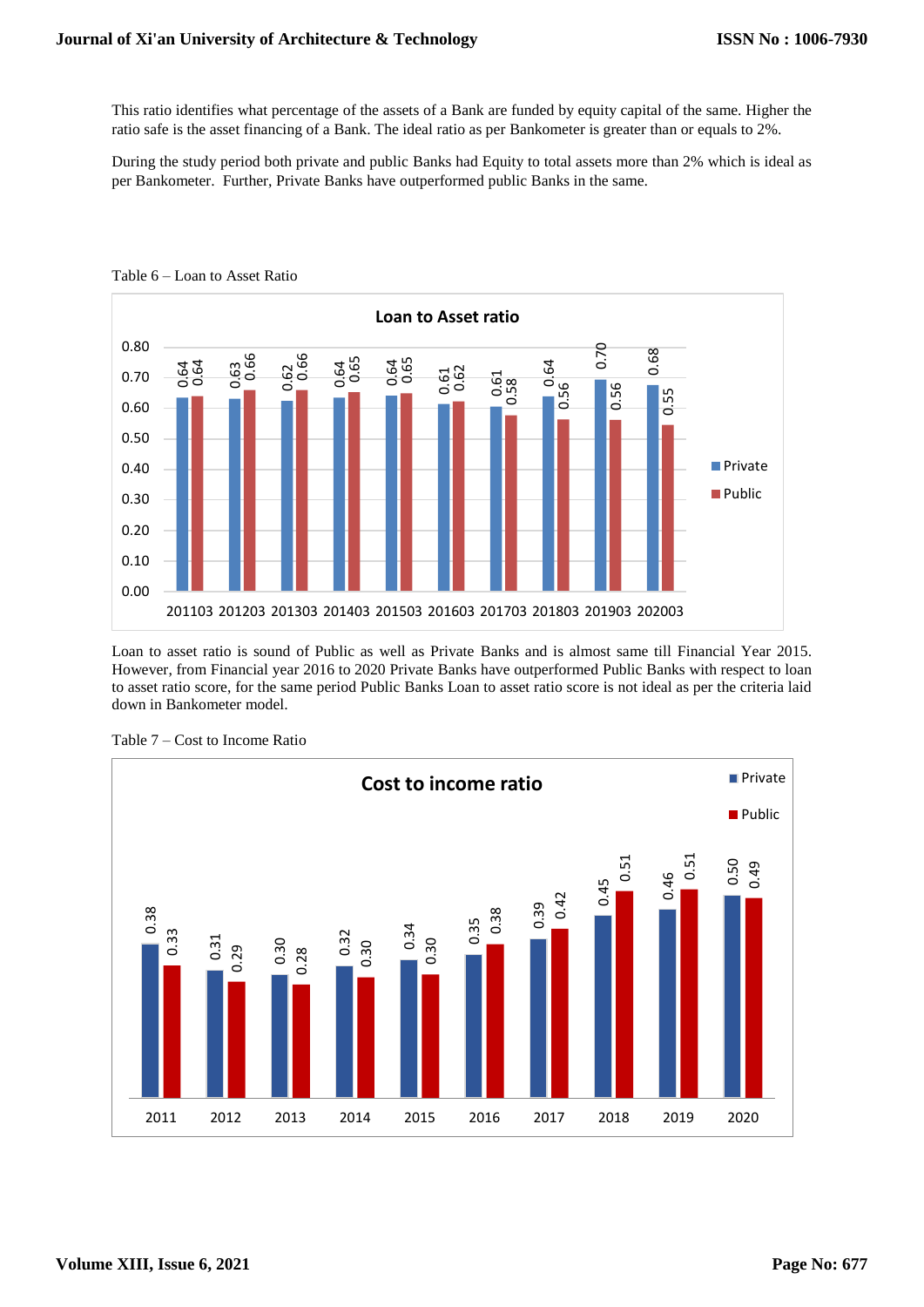This ratio identifies what percentage of the assets of a Bank are funded by equity capital of the same. Higher the ratio safe is the asset financing of a Bank. The ideal ratio as per Bankometer is greater than or equals to 2%.

During the study period both private and public Banks had Equity to total assets more than 2% which is ideal as per Bankometer. Further, Private Banks have outperformed public Banks in the same.

Table 6 – Loan to Asset Ratio

**Loan to Asset ratio**

| | 201103 | 201203 | 201303 | 201403 | 201503 | 201603 | 201703 | 201803 | 201903 | 202003 |
|---|---|---|---|---|---|---|---|---|---|---|
| Private | 0.64 | 0.63 | 0.62 | 0.64 | 0.64 | 0.61 | 0.61 | 0.64 | 0.70 | 0.68 |
| Public | 0.64 | 0.66 | 0.66 | 0.65 | 0.65 | 0.62 | 0.58 | 0.56 | 0.56 | 0.55 |

Loan to asset ratio is sound of Public as well as Private Banks and is almost same till Financial Year 2015. However, from Financial year 2016 to 2020 Private Banks have outperformed Public Banks with respect to loan to asset ratio score, for the same period Public Banks Loan to asset ratio score is not ideal as per the criteria laid down in Bankometer model.

Table 7 – Cost to Income Ratio

**Cost to income ratio**

| | 2011 | 2012 | 2013 | 2014 | 2015 | 2016 | 2017 | 2018 | 2019 | 2020 |
|---|---|---|---|---|---|---|---|---|---|---|
| Private | 0.38 | 0.31 | 0.30 | 0.32 | 0.34 | 0.35 | 0.39 | 0.45 | 0.46 | 0.50 |
| Public | 0.33 | 0.29 | 0.28 | 0.30 | 0.30 | 0.38 | 0.42 | 0.51 | 0.51 | 0.49 |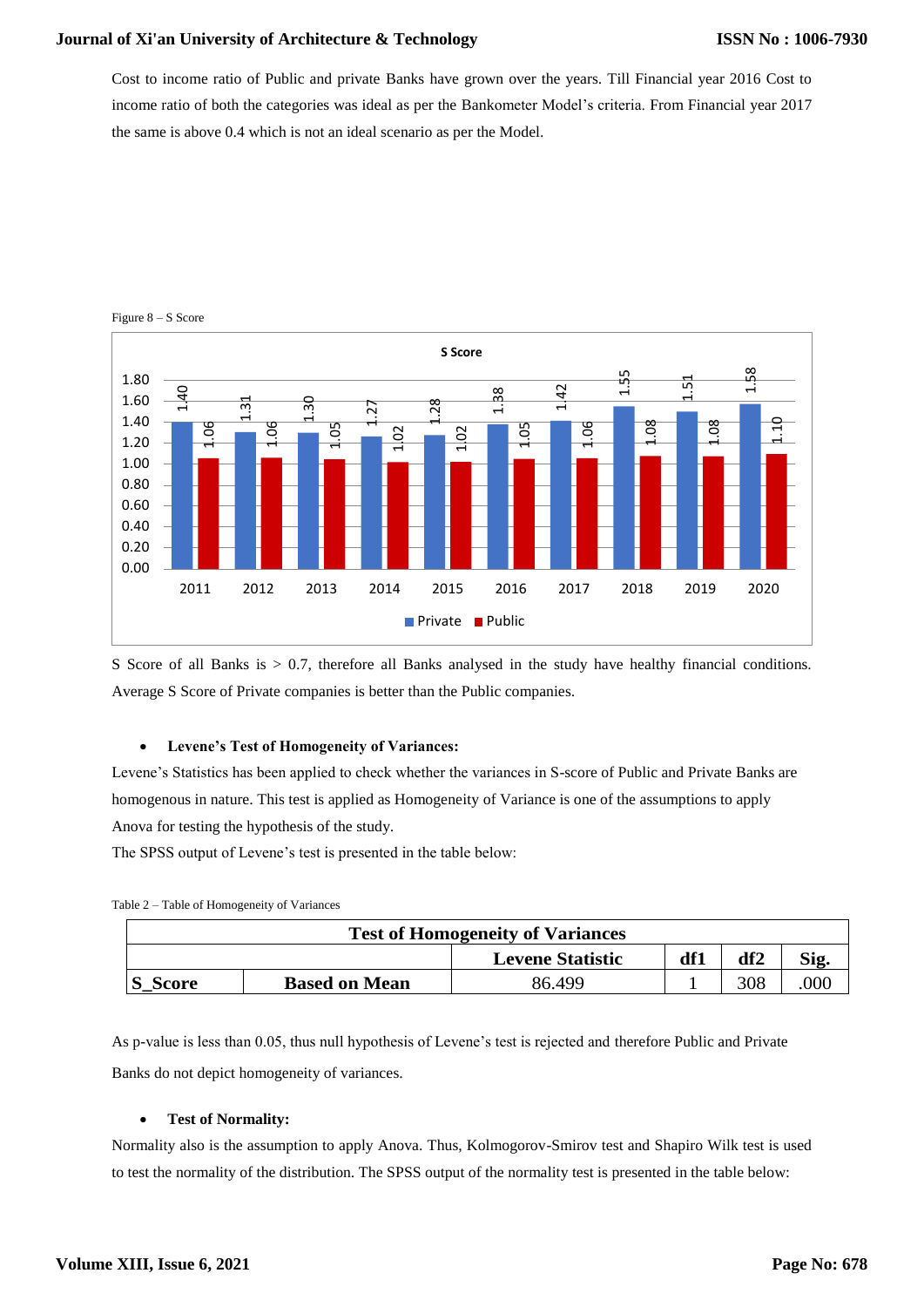Cost to income ratio of Public and private Banks have grown over the years. Till Financial year 2016 Cost to income ratio of both the categories was ideal as per the Bankometer Model's criteria. From Financial year 2017 the same is above 0.4 which is not an ideal scenario as per the Model.

Figure 8 – S Score

S Score of all Banks is > 0.7, therefore all Banks analysed in the study have healthy financial conditions. Average S Score of Private companies is better than the Public companies.

- **Levene's Test of Homogeneity of Variances:**

Levene's Statistics has been applied to check whether the variances in S-score of Public and Private Banks are homogenous in nature. This test is applied as Homogeneity of Variance is one of the assumptions to apply Anova for testing the hypothesis of the study.

The SPSS output of Levene's test is presented in the table below:

Table 2 – Table of Homogeneity of Variances

| Test of Homogeneity of Variances | | | | | |
|---|---|---|---|---|---|
| | | Levene Statistic | df1 | df2 | Sig. |
| S_Score | Based on Mean | 86.499 | 1 | 308 | .000 |

As p-value is less than 0.05, thus null hypothesis of Levene's test is rejected and therefore Public and Private Banks do not depict homogeneity of variances.

- **Test of Normality:**

Normality also is the assumption to apply Anova. Thus, Kolmogorov-Smirov test and Shapiro Wilk test is used to test the normality of the distribution. The SPSS output of the normality test is presented in the table below: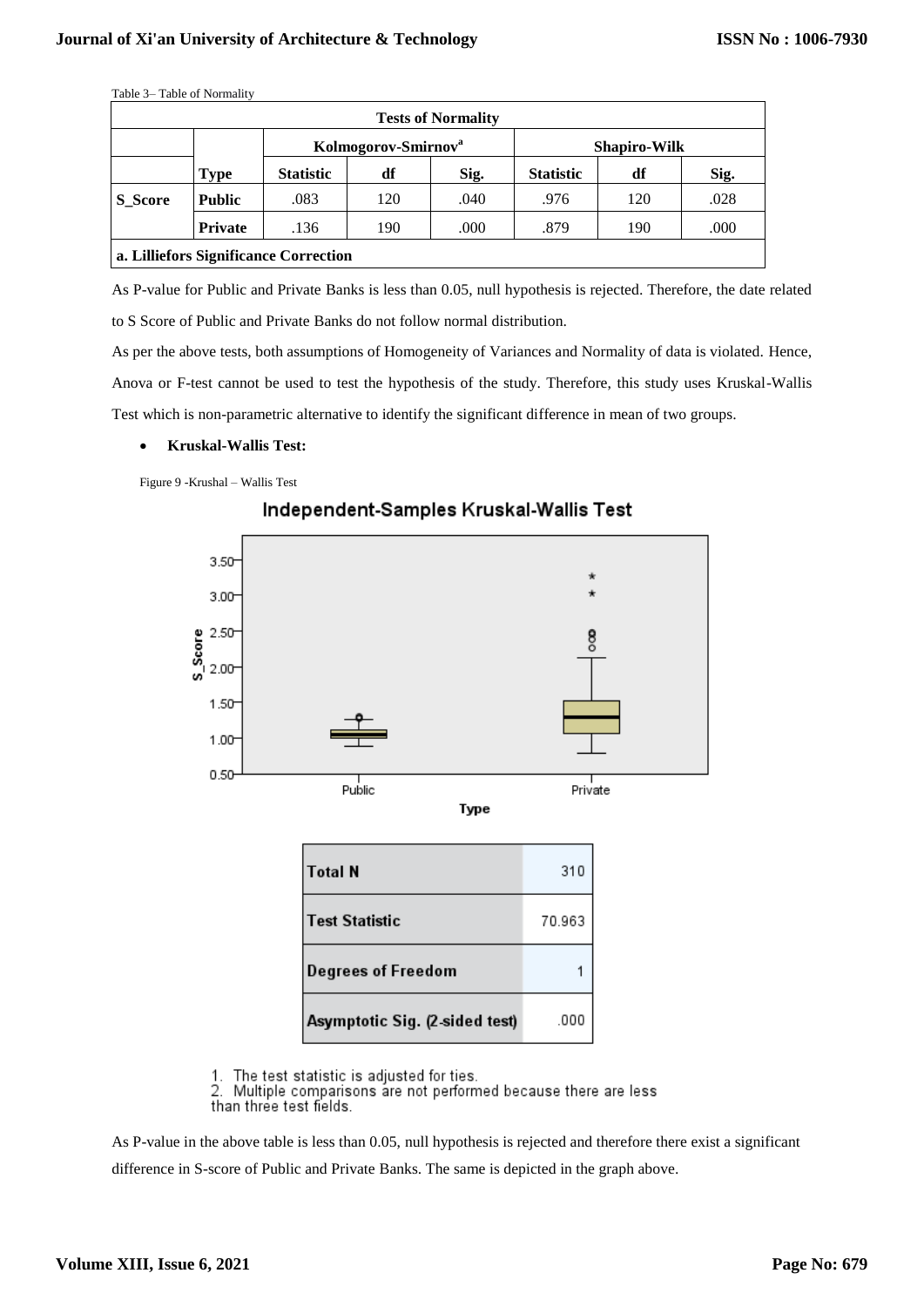Table 3– Table of Normality

| Tests of Normality | | | | | | | |
|---|---|---|---|---|---|---|---|
| | | Kolmogorov-Smirnov[a] | | | Shapiro-Wilk | | |
| | Type | Statistic | df | Sig. | Statistic | df | Sig. |
| S_Score | Public | .083 | 120 | .040 | .976 | 120 | .028 |
| | Private | .136 | 190 | .000 | .879 | 190 | .000 |

a. Lilliefors Significance Correction

As P-value for Public and Private Banks is less than 0.05, null hypothesis is rejected. Therefore, the date related to S Score of Public and Private Banks do not follow normal distribution.

As per the above tests, both assumptions of Homogeneity of Variances and Normality of data is violated. Hence, Anova or F-test cannot be used to test the hypothesis of the study. Therefore, this study uses Kruskal-Wallis Test which is non-parametric alternative to identify the significant difference in mean of two groups.

- **Kruskal-Wallis Test:**

Figure 9 -Krushal – Wallis Test

Independent-Samples Kruskal-Wallis Test

| | |
|---|---|
| Total N | 310 |
| Test Statistic | 70.963 |
| Degrees of Freedom | 1 |
| Asymptotic Sig. (2-sided test) | .000 |

1. The test statistic is adjusted for ties.
2. Multiple comparisons are not performed because there are less than three test fields.

As P-value in the above table is less than 0.05, null hypothesis is rejected and therefore there exist a significant difference in S-score of Public and Private Banks. The same is depicted in the graph above.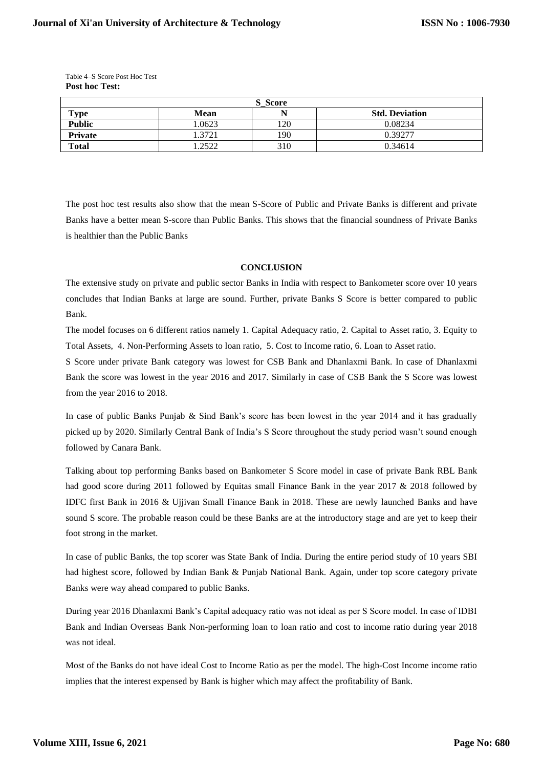Table 4–S Score Post Hoc Test

**Post hoc Test:**

| S_Score | | | |
|---|---|---|---|
| **Type** | **Mean** | **N** | **Std. Deviation** |
| **Public** | 1.0623 | 120 | 0.08234 |
| **Private** | 1.3721 | 190 | 0.39277 |
| **Total** | 1.2522 | 310 | 0.34614 |

The post hoc test results also show that the mean S-Score of Public and Private Banks is different and private Banks have a better mean S-score than Public Banks. This shows that the financial soundness of Private Banks is healthier than the Public Banks

## CONCLUSION

The extensive study on private and public sector Banks in India with respect to Bankometer score over 10 years concludes that Indian Banks at large are sound. Further, private Banks S Score is better compared to public Bank.

The model focuses on 6 different ratios namely 1. Capital Adequacy ratio, 2. Capital to Asset ratio, 3. Equity to Total Assets, 4. Non-Performing Assets to loan ratio, 5. Cost to Income ratio, 6. Loan to Asset ratio.

S Score under private Bank category was lowest for CSB Bank and Dhanlaxmi Bank. In case of Dhanlaxmi Bank the score was lowest in the year 2016 and 2017. Similarly in case of CSB Bank the S Score was lowest from the year 2016 to 2018.

In case of public Banks Punjab & Sind Bank's score has been lowest in the year 2014 and it has gradually picked up by 2020. Similarly Central Bank of India's S Score throughout the study period wasn't sound enough followed by Canara Bank.

Talking about top performing Banks based on Bankometer S Score model in case of private Bank RBL Bank had good score during 2011 followed by Equitas small Finance Bank in the year 2017 & 2018 followed by IDFC first Bank in 2016 & Ujjivan Small Finance Bank in 2018. These are newly launched Banks and have sound S score. The probable reason could be these Banks are at the introductory stage and are yet to keep their foot strong in the market.

In case of public Banks, the top scorer was State Bank of India. During the entire period study of 10 years SBI had highest score, followed by Indian Bank & Punjab National Bank. Again, under top score category private Banks were way ahead compared to public Banks.

During year 2016 Dhanlaxmi Bank's Capital adequacy ratio was not ideal as per S Score model. In case of IDBI Bank and Indian Overseas Bank Non-performing loan to loan ratio and cost to income ratio during year 2018 was not ideal.

Most of the Banks do not have ideal Cost to Income Ratio as per the model. The high-Cost Income income ratio implies that the interest expensed by Bank is higher which may affect the profitability of Bank.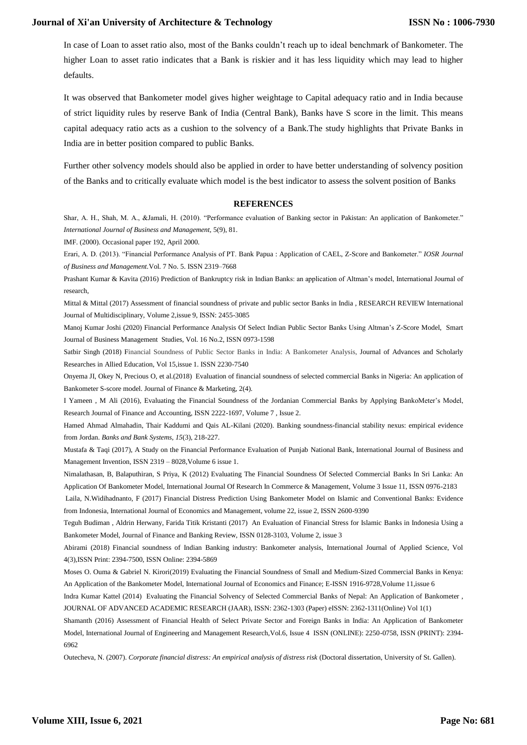In case of Loan to asset ratio also, most of the Banks couldn't reach up to ideal benchmark of Bankometer. The higher Loan to asset ratio indicates that a Bank is riskier and it has less liquidity which may lead to higher defaults.

It was observed that Bankometer model gives higher weightage to Capital adequacy ratio and in India because of strict liquidity rules by reserve Bank of India (Central Bank), Banks have S score in the limit. This means capital adequacy ratio acts as a cushion to the solvency of a Bank.The study highlights that Private Banks in India are in better position compared to public Banks.

Further other solvency models should also be applied in order to have better understanding of solvency position of the Banks and to critically evaluate which model is the best indicator to assess the solvent position of Banks

## REFERENCES

Shar, A. H., Shah, M. A., &Jamali, H. (2010). "Performance evaluation of Banking sector in Pakistan: An application of Bankometer." *International Journal of Business and Management*, 5(9), 81.

IMF. (2000). Occasional paper 192, April 2000.

Erari, A. D. (2013). "Financial Performance Analysis of PT. Bank Papua : Application of CAEL, Z-Score and Bankometer." *IOSR Journal of Business and Management.*Vol. 7 No. 5. ISSN 2319–7668

Prashant Kumar & Kavita (2016) Prediction of Bankruptcy risk in Indian Banks: an application of Altman's model, International Journal of research,

Mittal & Mittal (2017) Assessment of financial soundness of private and public sector Banks in India , RESEARCH REVIEW International Journal of Multidisciplinary, Volume 2,issue 9, ISSN: 2455-3085

Manoj Kumar Joshi (2020) Financial Performance Analysis Of Select Indian Public Sector Banks Using Altman's Z-Score Model, Smart Journal of Business Management Studies, Vol. 16 No.2, ISSN 0973-1598

Satbir Singh (2018) Financial Soundness of Public Sector Banks in India: A Bankometer Analysis, Journal of Advances and Scholarly Researches in Allied Education, Vol 15,issue 1. ISSN 2230-7540

Onyema JI, Okey N, Precious O, et al.(2018) Evaluation of financial soundness of selected commercial Banks in Nigeria: An application of Bankometer S-score model. Journal of Finance & Marketing, 2(4).

I Yameen , M Ali (2016), Evaluating the Financial Soundness of the Jordanian Commercial Banks by Applying BankoMeter's Model, Research Journal of Finance and Accounting, ISSN 2222-1697, Volume 7 , Issue 2.

Hamed Ahmad Almahadin, Thair Kaddumi and Qais AL-Kilani (2020). Banking soundness-financial stability nexus: empirical evidence from Jordan. *Banks and Bank Systems*, *15*(3), 218-227.

Mustafa & Taqi (2017), A Study on the Financial Performance Evaluation of Punjab National Bank, International Journal of Business and Management Invention, ISSN 2319 – 8028,Volume 6 issue 1.

Nimalathasan, B, Balaputhiran, S Priya, K (2012) Evaluating The Financial Soundness Of Selected Commercial Banks In Sri Lanka: An Application Of Bankometer Model, International Journal Of Research In Commerce & Management, Volume 3 Issue 11, ISSN 0976-2183

Laila, N.Widihadnanto, F (2017) Financial Distress Prediction Using Bankometer Model on Islamic and Conventional Banks: Evidence from Indonesia, International Journal of Economics and Management, volume 22, issue 2, ISSN 2600-9390

Teguh Budiman , Aldrin Herwany, Farida Titik Kristanti (2017) An Evaluation of Financial Stress for Islamic Banks in Indonesia Using a Bankometer Model, Journal of Finance and Banking Review, ISSN 0128-3103, Volume 2, issue 3

Abirami (2018) Financial soundness of Indian Banking industry: Bankometer analysis, International Journal of Applied Science, Vol 4(3),ISSN Print: 2394-7500, ISSN Online: 2394-5869

Moses O. Ouma & Gabriel N. Kirori(2019) Evaluating the Financial Soundness of Small and Medium-Sized Commercial Banks in Kenya: An Application of the Bankometer Model, International Journal of Economics and Finance; E-ISSN 1916-9728,Volume 11,issue 6

Indra Kumar Kattel (2014) Evaluating the Financial Solvency of Selected Commercial Banks of Nepal: An Application of Bankometer , JOURNAL OF ADVANCED ACADEMIC RESEARCH (JAAR), ISSN: 2362-1303 (Paper) eISSN: 2362-1311(Online) Vol 1(1)

Shamanth (2016) Assessment of Financial Health of Select Private Sector and Foreign Banks in India: An Application of Bankometer Model, International Journal of Engineering and Management Research,Vol.6, Issue 4 ISSN (ONLINE): 2250-0758, ISSN (PRINT): 2394-6962

Outecheva, N. (2007). *Corporate financial distress: An empirical analysis of distress risk* (Doctoral dissertation, University of St. Gallen).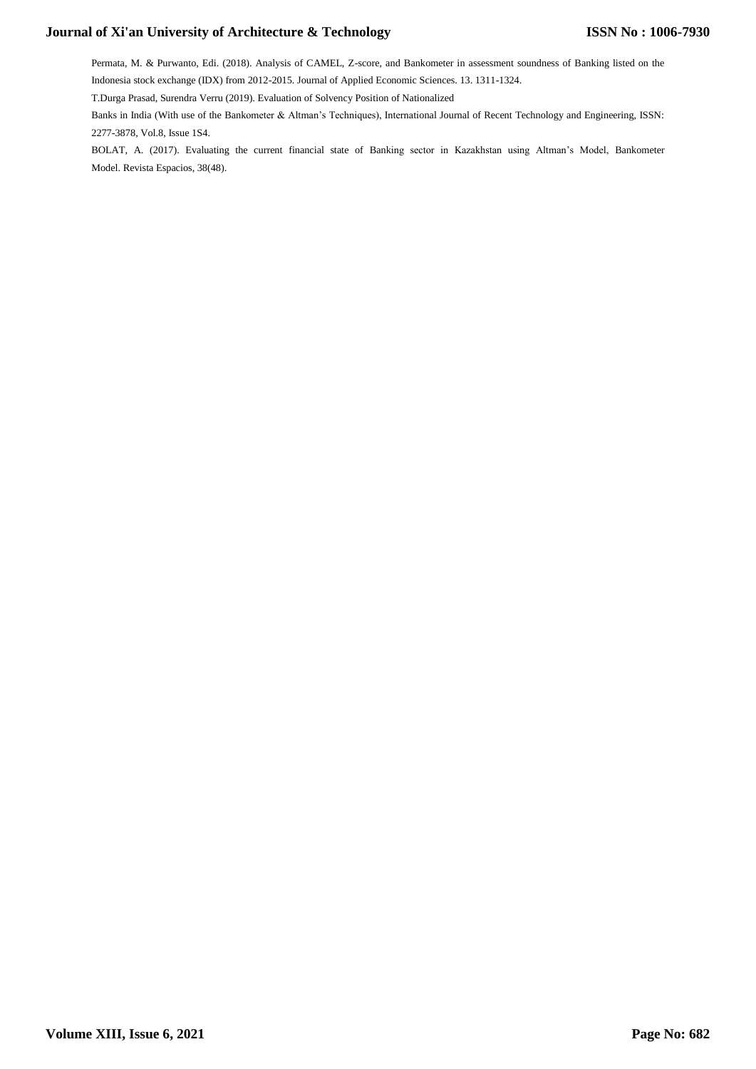Permata, M. & Purwanto, Edi. (2018). Analysis of CAMEL, Z-score, and Bankometer in assessment soundness of Banking listed on the Indonesia stock exchange (IDX) from 2012-2015. Journal of Applied Economic Sciences. 13. 1311-1324.

T.Durga Prasad, Surendra Verru (2019). Evaluation of Solvency Position of Nationalized

Banks in India (With use of the Bankometer & Altman's Techniques), International Journal of Recent Technology and Engineering, ISSN: 2277-3878, Vol.8, Issue 1S4.

BOLAT, A. (2017). Evaluating the current financial state of Banking sector in Kazakhstan using Altman's Model, Bankometer Model. Revista Espacios, 38(48).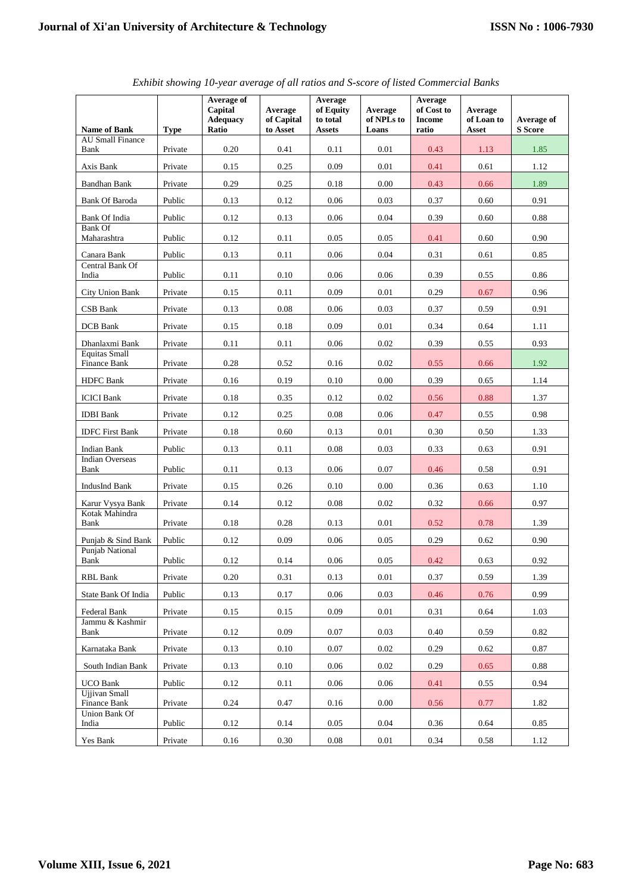*Exhibit showing 10-year average of all ratios and S-score of listed Commercial Banks*

| Name of Bank | Type | Average of Capital Adequacy Ratio | Average of Capital to Asset | Average of Equity to total Assets | Average of NPLs to Loans | Average of Cost to Income ratio | Average of Loan to Asset | Average of S Score |
|---|---|---|---|---|---|---|---|---|
| AU Small Finance Bank | Private | 0.20 | 0.41 | 0.11 | 0.01 | 0.43 | 1.13 | 1.85 |
| Axis Bank | Private | 0.15 | 0.25 | 0.09 | 0.01 | 0.41 | 0.61 | 1.12 |
| Bandhan Bank | Private | 0.29 | 0.25 | 0.18 | 0.00 | 0.43 | 0.66 | 1.89 |
| Bank Of Baroda | Public | 0.13 | 0.12 | 0.06 | 0.03 | 0.37 | 0.60 | 0.91 |
| Bank Of India | Public | 0.12 | 0.13 | 0.06 | 0.04 | 0.39 | 0.60 | 0.88 |
| Bank Of Maharashtra | Public | 0.12 | 0.11 | 0.05 | 0.05 | 0.41 | 0.60 | 0.90 |
| Canara Bank | Public | 0.13 | 0.11 | 0.06 | 0.04 | 0.31 | 0.61 | 0.85 |
| Central Bank Of India | Public | 0.11 | 0.10 | 0.06 | 0.06 | 0.39 | 0.55 | 0.86 |
| City Union Bank | Private | 0.15 | 0.11 | 0.09 | 0.01 | 0.29 | 0.67 | 0.96 |
| CSB Bank | Private | 0.13 | 0.08 | 0.06 | 0.03 | 0.37 | 0.59 | 0.91 |
| DCB Bank | Private | 0.15 | 0.18 | 0.09 | 0.01 | 0.34 | 0.64 | 1.11 |
| Dhanlaxmi Bank | Private | 0.11 | 0.11 | 0.06 | 0.02 | 0.39 | 0.55 | 0.93 |
| Equitas Small Finance Bank | Private | 0.28 | 0.52 | 0.16 | 0.02 | 0.55 | 0.66 | 1.92 |
| HDFC Bank | Private | 0.16 | 0.19 | 0.10 | 0.00 | 0.39 | 0.65 | 1.14 |
| ICICI Bank | Private | 0.18 | 0.35 | 0.12 | 0.02 | 0.56 | 0.88 | 1.37 |
| IDBI Bank | Private | 0.12 | 0.25 | 0.08 | 0.06 | 0.47 | 0.55 | 0.98 |
| IDFC First Bank | Private | 0.18 | 0.60 | 0.13 | 0.01 | 0.30 | 0.50 | 1.33 |
| Indian Bank | Public | 0.13 | 0.11 | 0.08 | 0.03 | 0.33 | 0.63 | 0.91 |
| Indian Overseas Bank | Public | 0.11 | 0.13 | 0.06 | 0.07 | 0.46 | 0.58 | 0.91 |
| IndusInd Bank | Private | 0.15 | 0.26 | 0.10 | 0.00 | 0.36 | 0.63 | 1.10 |
| Karur Vysya Bank | Private | 0.14 | 0.12 | 0.08 | 0.02 | 0.32 | 0.66 | 0.97 |
| Kotak Mahindra Bank | Private | 0.18 | 0.28 | 0.13 | 0.01 | 0.52 | 0.78 | 1.39 |
| Punjab & Sind Bank | Public | 0.12 | 0.09 | 0.06 | 0.05 | 0.29 | 0.62 | 0.90 |
| Punjab National Bank | Public | 0.12 | 0.14 | 0.06 | 0.05 | 0.42 | 0.63 | 0.92 |
| RBL Bank | Private | 0.20 | 0.31 | 0.13 | 0.01 | 0.37 | 0.59 | 1.39 |
| State Bank Of India | Public | 0.13 | 0.17 | 0.06 | 0.03 | 0.46 | 0.76 | 0.99 |
| Federal Bank | Private | 0.15 | 0.15 | 0.09 | 0.01 | 0.31 | 0.64 | 1.03 |
| Jammu & Kashmir Bank | Private | 0.12 | 0.09 | 0.07 | 0.03 | 0.40 | 0.59 | 0.82 |
| Karnataka Bank | Private | 0.13 | 0.10 | 0.07 | 0.02 | 0.29 | 0.62 | 0.87 |
| South Indian Bank | Private | 0.13 | 0.10 | 0.06 | 0.02 | 0.29 | 0.65 | 0.88 |
| UCO Bank | Public | 0.12 | 0.11 | 0.06 | 0.06 | 0.41 | 0.55 | 0.94 |
| Ujjivan Small Finance Bank | Private | 0.24 | 0.47 | 0.16 | 0.00 | 0.56 | 0.77 | 1.82 |
| Union Bank Of India | Public | 0.12 | 0.14 | 0.05 | 0.04 | 0.36 | 0.64 | 0.85 |
| Yes Bank | Private | 0.16 | 0.30 | 0.08 | 0.01 | 0.34 | 0.58 | 1.12 |